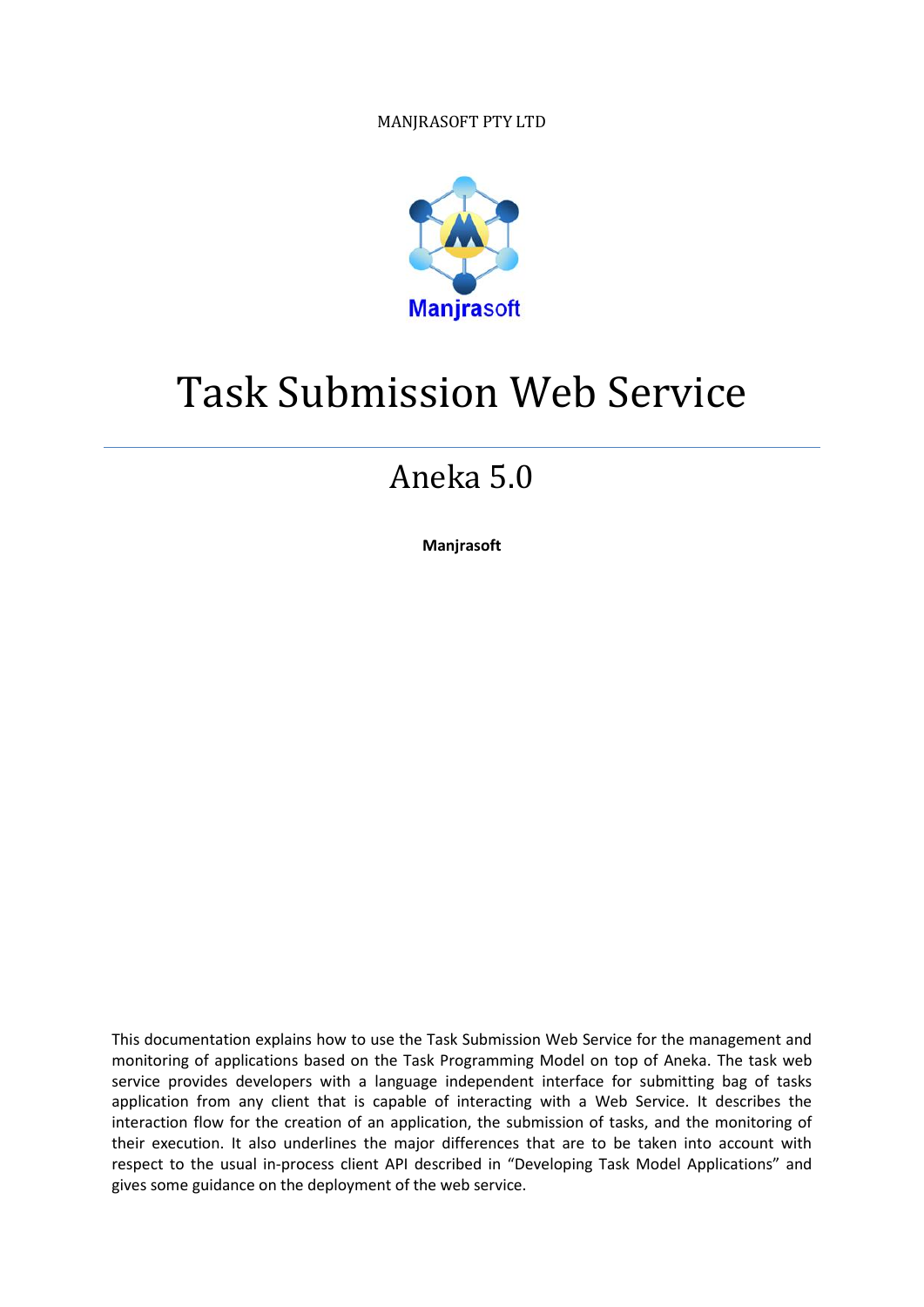MANJRASOFT PTY LTD

Manjrasoft

# Task Submission Web Service

## Aneka 5.0

**Manjrasoft**

This documentation explains how to use the Task Submission Web Service for the management and monitoring of applications based on the Task Programming Model on top of Aneka. The task web service provides developers with a language independent interface for submitting bag of tasks application from any client that is capable of interacting with a Web Service. It describes the interaction flow for the creation of an application, the submission of tasks, and the monitoring of their execution. It also underlines the major differences that are to be taken into account with respect to the usual in-process client API described in "Developing Task Model Applications" and gives some guidance on the deployment of the web service.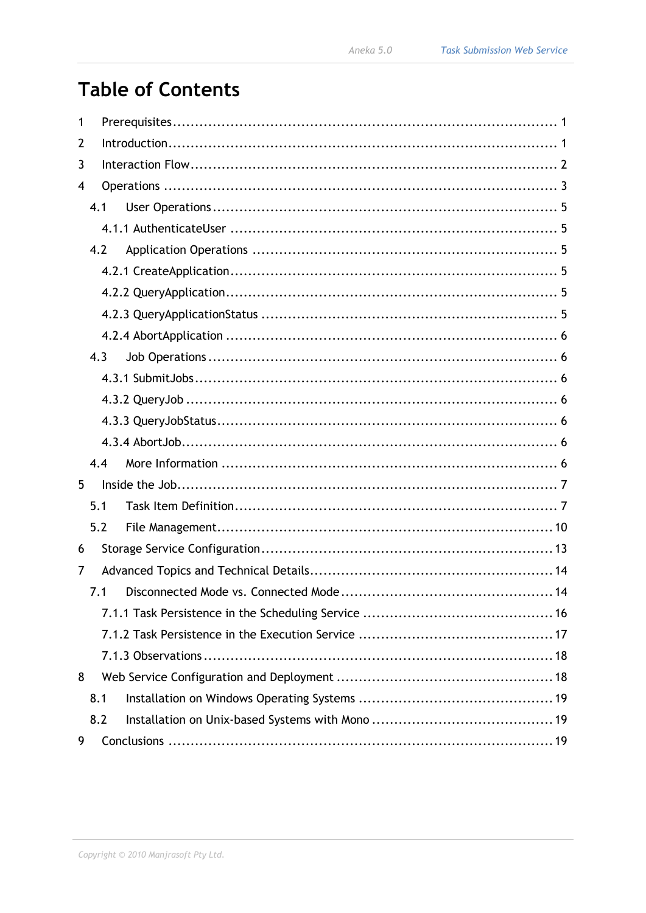# Table of Contents

1 Prerequisites ........ 1

2 Introduction ........ 1

3 Interaction Flow ........ 2

4 Operations ........ 3

- 4.1 User Operations ........ 5
  - 4.1.1 AuthenticateUser ........ 5
- 4.2 Application Operations ........ 5
  - 4.2.1 CreateApplication ........ 5
  - 4.2.2 QueryApplication ........ 5
  - 4.2.3 QueryApplicationStatus ........ 5
  - 4.2.4 AbortApplication ........ 6
- 4.3 Job Operations ........ 6
  - 4.3.1 SubmitJobs ........ 6
  - 4.3.2 QueryJob ........ 6
  - 4.3.3 QueryJobStatus ........ 6
  - 4.3.4 AbortJob ........ 6
- 4.4 More Information ........ 6

5 Inside the Job ........ 7

- 5.1 Task Item Definition ........ 7
- 5.2 File Management ........ 10

6 Storage Service Configuration ........ 13

7 Advanced Topics and Technical Details ........ 14

- 7.1 Disconnected Mode vs. Connected Mode ........ 14
  - 7.1.1 Task Persistence in the Scheduling Service ........ 16
  - 7.1.2 Task Persistence in the Execution Service ........ 17
  - 7.1.3 Observations ........ 18

8 Web Service Configuration and Deployment ........ 18

- 8.1 Installation on Windows Operating Systems ........ 19
- 8.2 Installation on Unix-based Systems with Mono ........ 19

9 Conclusions ........ 19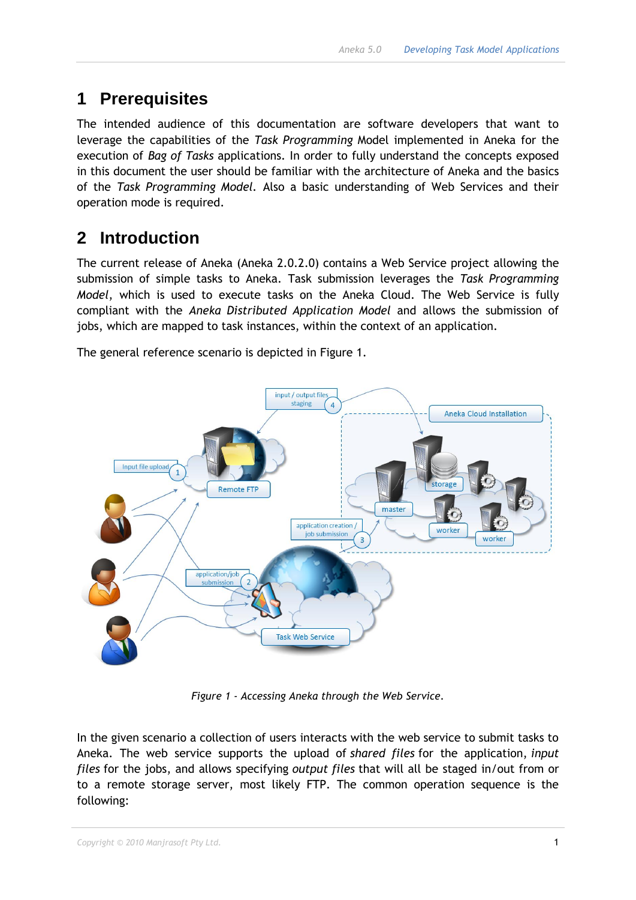# 1 Prerequisites

The intended audience of this documentation are software developers that want to leverage the capabilities of the *Task Programming* Model implemented in Aneka for the execution of *Bag of Tasks* applications. In order to fully understand the concepts exposed in this document the user should be familiar with the architecture of Aneka and the basics of the *Task Programming Model*. Also a basic understanding of Web Services and their operation mode is required.

# 2 Introduction

The current release of Aneka (Aneka 2.0.2.0) contains a Web Service project allowing the submission of simple tasks to Aneka. Task submission leverages the *Task Programming Model*, which is used to execute tasks on the Aneka Cloud. The Web Service is fully compliant with the *Aneka Distributed Application Model* and allows the submission of jobs, which are mapped to task instances, within the context of an application.

The general reference scenario is depicted in Figure 1.

*Figure 1 - Accessing Aneka through the Web Service.*

In the given scenario a collection of users interacts with the web service to submit tasks to Aneka. The web service supports the upload of *shared files* for the application, *input files* for the jobs, and allows specifying *output files* that will all be staged in/out from or to a remote storage server, most likely FTP. The common operation sequence is the following: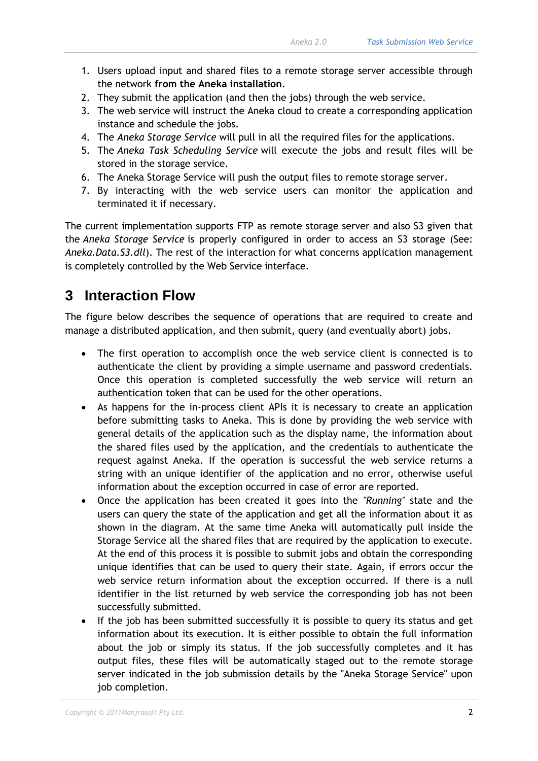1. Users upload input and shared files to a remote storage server accessible through the network **from the Aneka installation**.
2. They submit the application (and then the jobs) through the web service.
3. The web service will instruct the Aneka cloud to create a corresponding application instance and schedule the jobs.
4. The *Aneka Storage Service* will pull in all the required files for the applications.
5. The *Aneka Task Scheduling Service* will execute the jobs and result files will be stored in the storage service.
6. The Aneka Storage Service will push the output files to remote storage server.
7. By interacting with the web service users can monitor the application and terminated it if necessary.

The current implementation supports FTP as remote storage server and also S3 given that the *Aneka Storage Service* is properly configured in order to access an S3 storage (See: *Aneka.Data.S3.dll*). The rest of the interaction for what concerns application management is completely controlled by the Web Service interface.

# 3 Interaction Flow

The figure below describes the sequence of operations that are required to create and manage a distributed application, and then submit, query (and eventually abort) jobs.

- The first operation to accomplish once the web service client is connected is to authenticate the client by providing a simple username and password credentials. Once this operation is completed successfully the web service will return an authentication token that can be used for the other operations.
- As happens for the in-process client APIs it is necessary to create an application before submitting tasks to Aneka. This is done by providing the web service with general details of the application such as the display name, the information about the shared files used by the application, and the credentials to authenticate the request against Aneka. If the operation is successful the web service returns a string with an unique identifier of the application and no error, otherwise useful information about the exception occurred in case of error are reported.
- Once the application has been created it goes into the *"Running"* state and the users can query the state of the application and get all the information about it as shown in the diagram. At the same time Aneka will automatically pull inside the Storage Service all the shared files that are required by the application to execute. At the end of this process it is possible to submit jobs and obtain the corresponding unique identifies that can be used to query their state. Again, if errors occur the web service return information about the exception occurred. If there is a null identifier in the list returned by web service the corresponding job has not been successfully submitted.
- If the job has been submitted successfully it is possible to query its status and get information about its execution. It is either possible to obtain the full information about the job or simply its status. If the job successfully completes and it has output files, these files will be automatically staged out to the remote storage server indicated in the job submission details by the "Aneka Storage Service" upon job completion.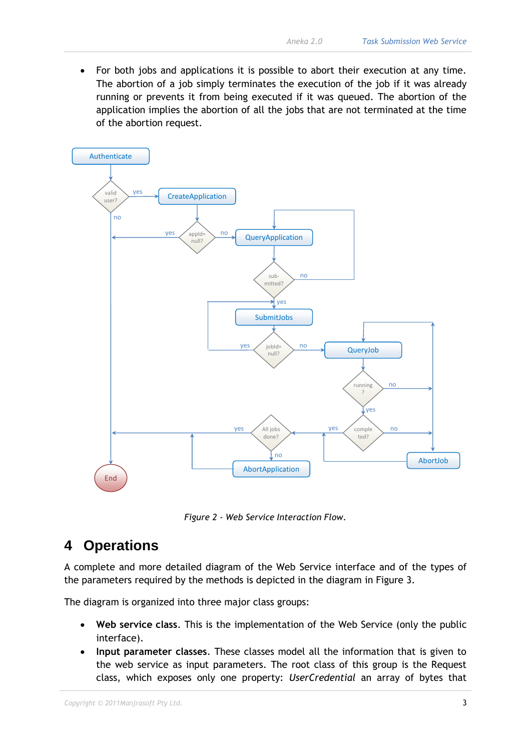- For both jobs and applications it is possible to abort their execution at any time. The abortion of a job simply terminates the execution of the job if it was already running or prevents it from being executed if it was queued. The abortion of the application implies the abortion of all the jobs that are not terminated at the time of the abortion request.

*Figure 2 - Web Service Interaction Flow.*

# 4 Operations

A complete and more detailed diagram of the Web Service interface and of the types of the parameters required by the methods is depicted in the diagram in Figure 3.

The diagram is organized into three major class groups:

- **Web service class**. This is the implementation of the Web Service (only the public interface).
- **Input parameter classes**. These classes model all the information that is given to the web service as input parameters. The root class of this group is the Request class, which exposes only one property: *UserCredential* an array of bytes that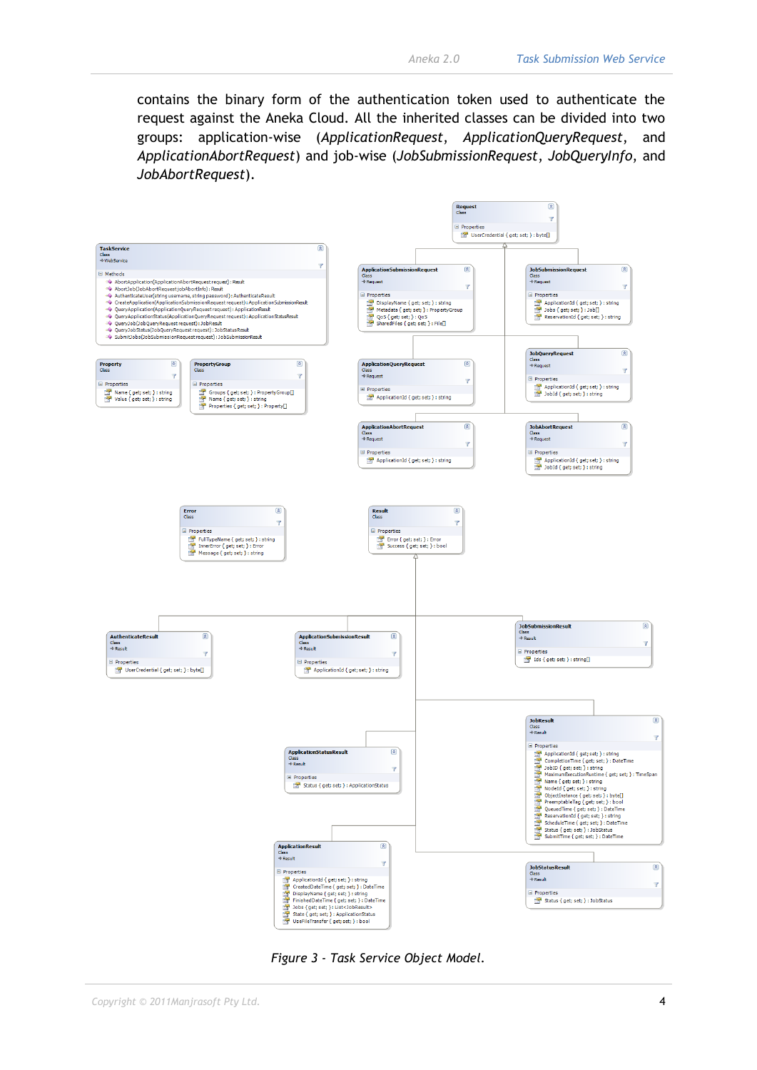contains the binary form of the authentication token used to authenticate the request against the Aneka Cloud. All the inherited classes can be divided into two groups: application-wise (*ApplicationRequest*, *ApplicationQueryRequest*, and *ApplicationAbortRequest*) and job-wise (*JobSubmissionRequest*, *JobQueryInfo*, and *JobAbortRequest*).

*Figure 3 - Task Service Object Model.*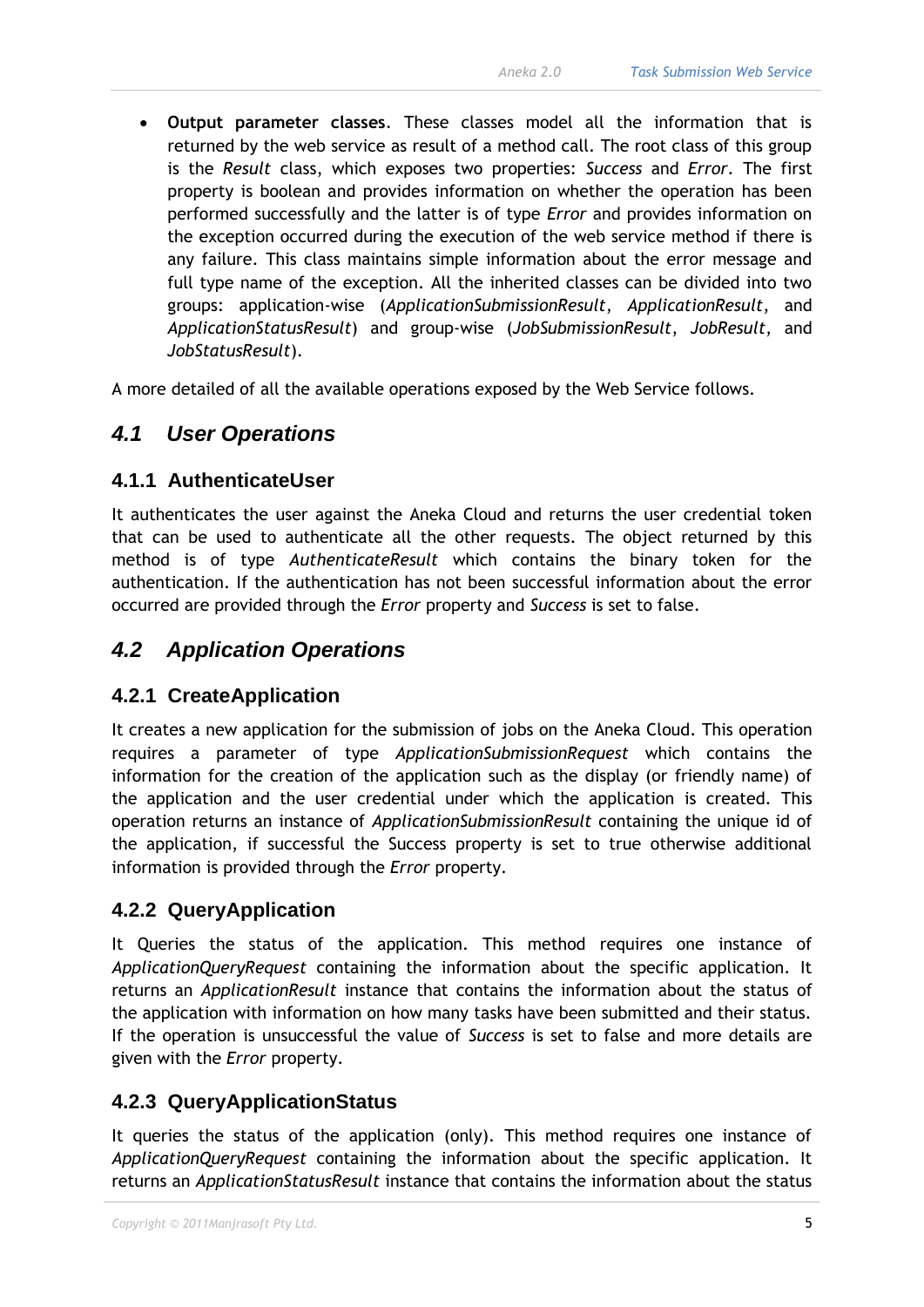- **Output parameter classes**. These classes model all the information that is returned by the web service as result of a method call. The root class of this group is the *Result* class, which exposes two properties: *Success* and *Error*. The first property is boolean and provides information on whether the operation has been performed successfully and the latter is of type *Error* and provides information on the exception occurred during the execution of the web service method if there is any failure. This class maintains simple information about the error message and full type name of the exception. All the inherited classes can be divided into two groups: application-wise (*ApplicationSubmissionResult*, *ApplicationResult*, and *ApplicationStatusResult*) and group-wise (*JobSubmissionResult*, *JobResult*, and *JobStatusResult*).

A more detailed of all the available operations exposed by the Web Service follows.

## *4.1 User Operations*

### 4.1.1 AuthenticateUser

It authenticates the user against the Aneka Cloud and returns the user credential token that can be used to authenticate all the other requests. The object returned by this method is of type *AuthenticateResult* which contains the binary token for the authentication. If the authentication has not been successful information about the error occurred are provided through the *Error* property and *Success* is set to false.

## *4.2 Application Operations*

### 4.2.1 CreateApplication

It creates a new application for the submission of jobs on the Aneka Cloud. This operation requires a parameter of type *ApplicationSubmissionRequest* which contains the information for the creation of the application such as the display (or friendly name) of the application and the user credential under which the application is created. This operation returns an instance of *ApplicationSubmissionResult* containing the unique id of the application, if successful the Success property is set to true otherwise additional information is provided through the *Error* property.

### 4.2.2 QueryApplication

It Queries the status of the application. This method requires one instance of *ApplicationQueryRequest* containing the information about the specific application. It returns an *ApplicationResult* instance that contains the information about the status of the application with information on how many tasks have been submitted and their status. If the operation is unsuccessful the value of *Success* is set to false and more details are given with the *Error* property.

### 4.2.3 QueryApplicationStatus

It queries the status of the application (only). This method requires one instance of *ApplicationQueryRequest* containing the information about the specific application. It returns an *ApplicationStatusResult* instance that contains the information about the status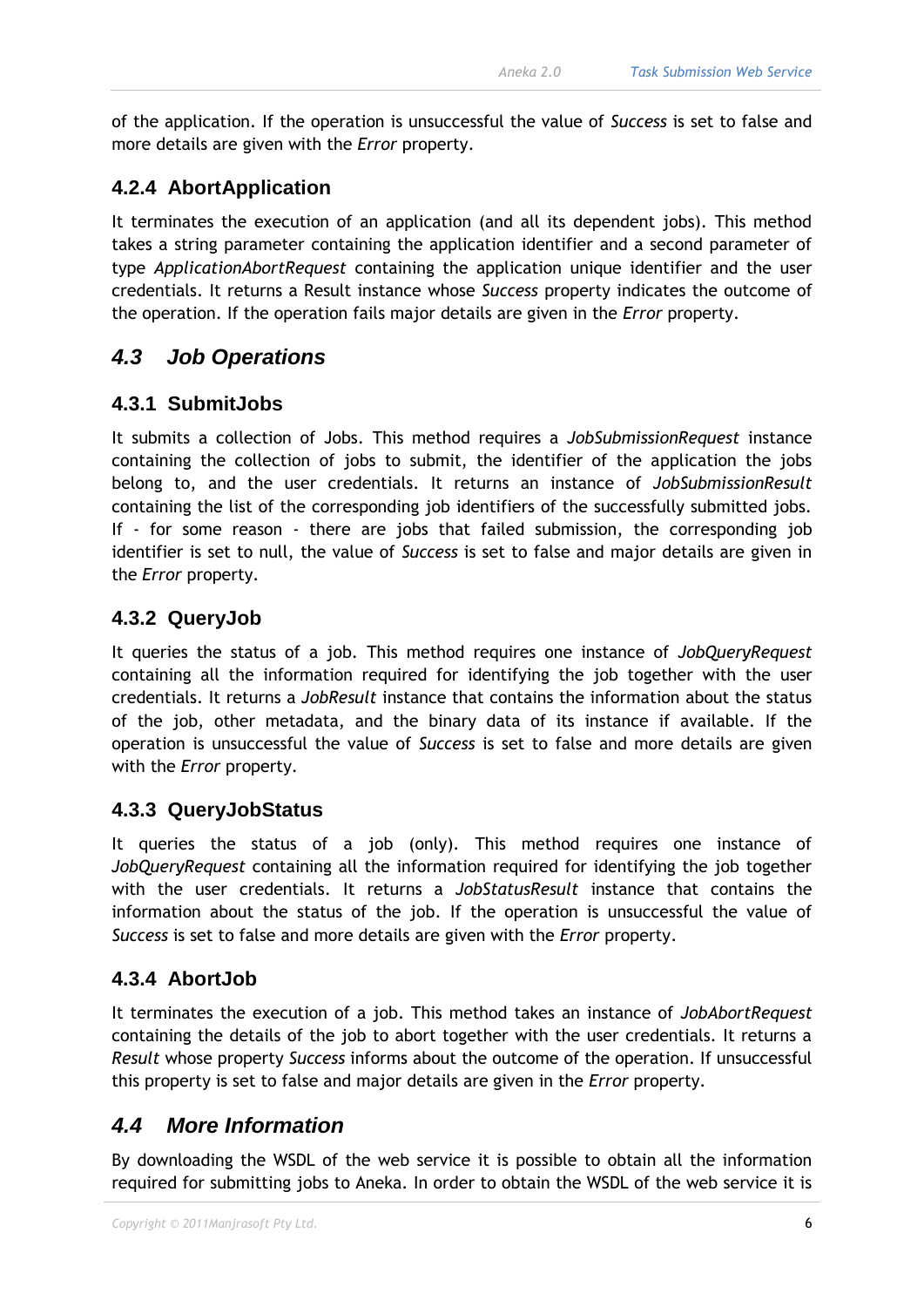of the application. If the operation is unsuccessful the value of *Success* is set to false and more details are given with the *Error* property.

### 4.2.4 AbortApplication

It terminates the execution of an application (and all its dependent jobs). This method takes a string parameter containing the application identifier and a second parameter of type *ApplicationAbortRequest* containing the application unique identifier and the user credentials. It returns a Result instance whose *Success* property indicates the outcome of the operation. If the operation fails major details are given in the *Error* property.

## *4.3 Job Operations*

### 4.3.1 SubmitJobs

It submits a collection of Jobs. This method requires a *JobSubmissionRequest* instance containing the collection of jobs to submit, the identifier of the application the jobs belong to, and the user credentials. It returns an instance of *JobSubmissionResult* containing the list of the corresponding job identifiers of the successfully submitted jobs. If - for some reason - there are jobs that failed submission, the corresponding job identifier is set to null, the value of *Success* is set to false and major details are given in the *Error* property.

### 4.3.2 QueryJob

It queries the status of a job. This method requires one instance of *JobQueryRequest* containing all the information required for identifying the job together with the user credentials. It returns a *JobResult* instance that contains the information about the status of the job, other metadata, and the binary data of its instance if available. If the operation is unsuccessful the value of *Success* is set to false and more details are given with the *Error* property.

### 4.3.3 QueryJobStatus

It queries the status of a job (only). This method requires one instance of *JobQueryRequest* containing all the information required for identifying the job together with the user credentials. It returns a *JobStatusResult* instance that contains the information about the status of the job. If the operation is unsuccessful the value of *Success* is set to false and more details are given with the *Error* property.

### 4.3.4 AbortJob

It terminates the execution of a job. This method takes an instance of *JobAbortRequest* containing the details of the job to abort together with the user credentials. It returns a *Result* whose property *Success* informs about the outcome of the operation. If unsuccessful this property is set to false and major details are given in the *Error* property.

## *4.4 More Information*

By downloading the WSDL of the web service it is possible to obtain all the information required for submitting jobs to Aneka. In order to obtain the WSDL of the web service it is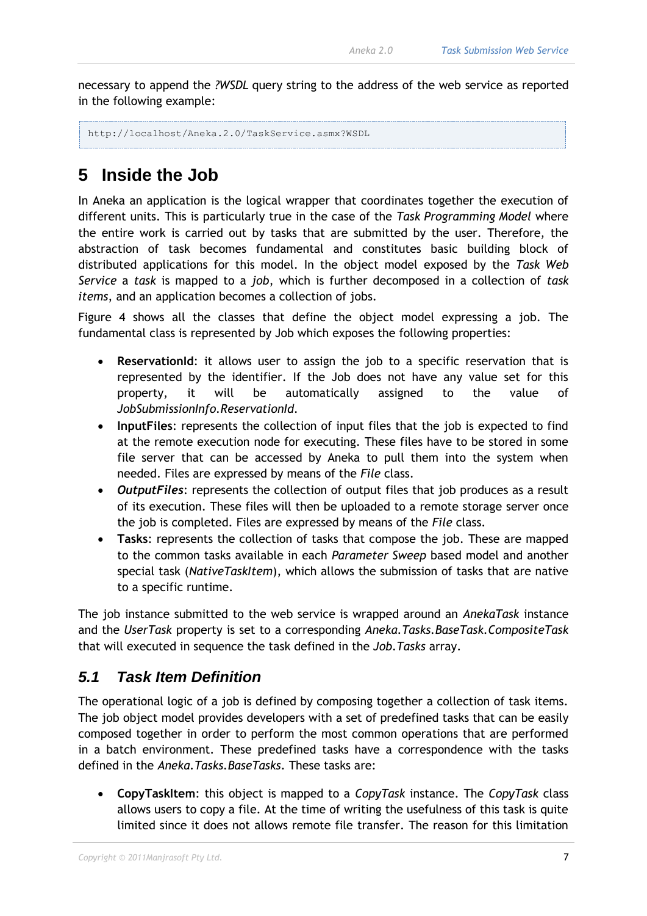necessary to append the *?WSDL* query string to the address of the web service as reported in the following example:

```
http://localhost/Aneka.2.0/TaskService.asmx?WSDL
```

# 5 Inside the Job

In Aneka an application is the logical wrapper that coordinates together the execution of different units. This is particularly true in the case of the *Task Programming Model* where the entire work is carried out by tasks that are submitted by the user. Therefore, the abstraction of task becomes fundamental and constitutes basic building block of distributed applications for this model. In the object model exposed by the *Task Web Service* a *task* is mapped to a *job*, which is further decomposed in a collection of *task items*, and an application becomes a collection of jobs.

Figure 4 shows all the classes that define the object model expressing a job. The fundamental class is represented by Job which exposes the following properties:

- **ReservationId**: it allows user to assign the job to a specific reservation that is represented by the identifier. If the Job does not have any value set for this property, it will be automatically assigned to the value of *JobSubmissionInfo.ReservationId*.
- **InputFiles**: represents the collection of input files that the job is expected to find at the remote execution node for executing. These files have to be stored in some file server that can be accessed by Aneka to pull them into the system when needed. Files are expressed by means of the *File* class.
- ***OutputFiles***: represents the collection of output files that job produces as a result of its execution. These files will then be uploaded to a remote storage server once the job is completed. Files are expressed by means of the *File* class.
- **Tasks**: represents the collection of tasks that compose the job. These are mapped to the common tasks available in each *Parameter Sweep* based model and another special task (*NativeTaskItem*), which allows the submission of tasks that are native to a specific runtime.

The job instance submitted to the web service is wrapped around an *AnekaTask* instance and the *UserTask* property is set to a corresponding *Aneka.Tasks.BaseTask.CompositeTask* that will executed in sequence the task defined in the *Job.Tasks* array.

## 5.1 Task Item Definition

The operational logic of a job is defined by composing together a collection of task items. The job object model provides developers with a set of predefined tasks that can be easily composed together in order to perform the most common operations that are performed in a batch environment. These predefined tasks have a correspondence with the tasks defined in the *Aneka.Tasks.BaseTasks*. These tasks are:

- **CopyTaskItem**: this object is mapped to a *CopyTask* instance. The *CopyTask* class allows users to copy a file. At the time of writing the usefulness of this task is quite limited since it does not allows remote file transfer. The reason for this limitation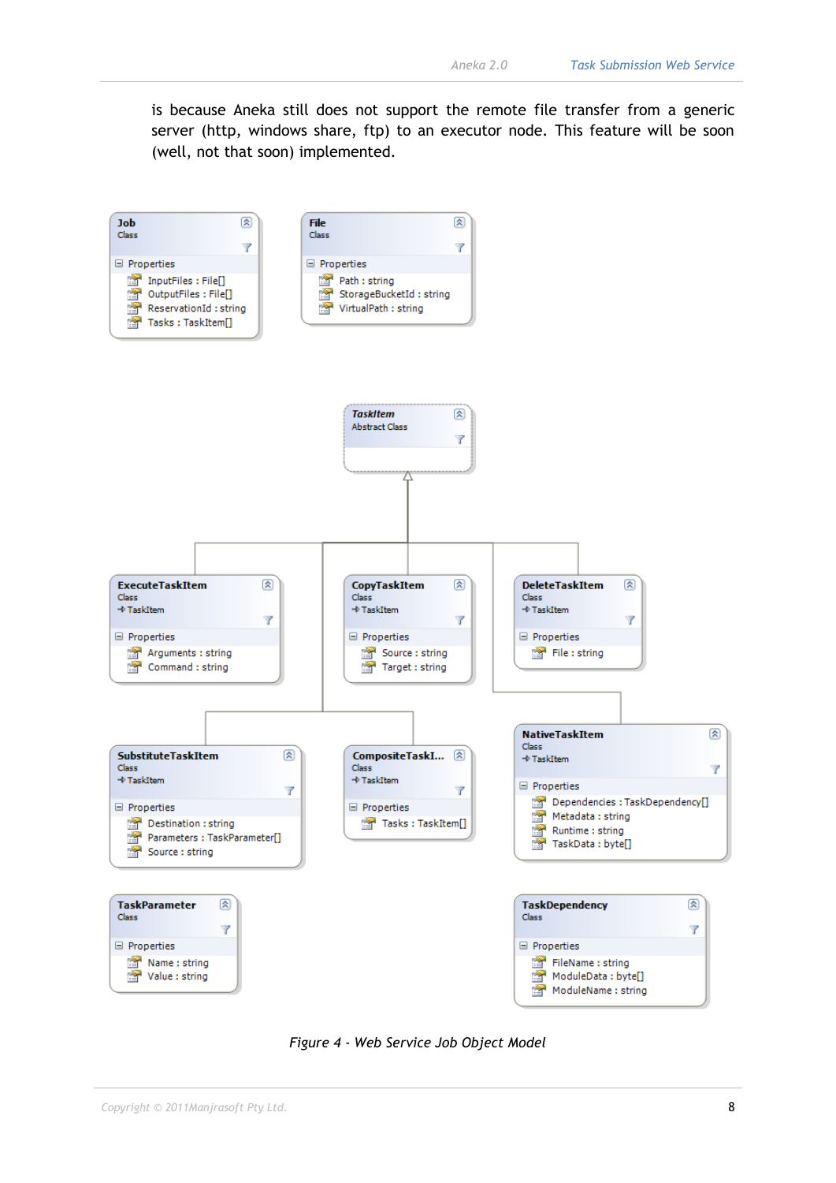is because Aneka still does not support the remote file transfer from a generic server (http, windows share, ftp) to an executor node. This feature will be soon (well, not that soon) implemented.

*Figure 4 - Web Service Job Object Model*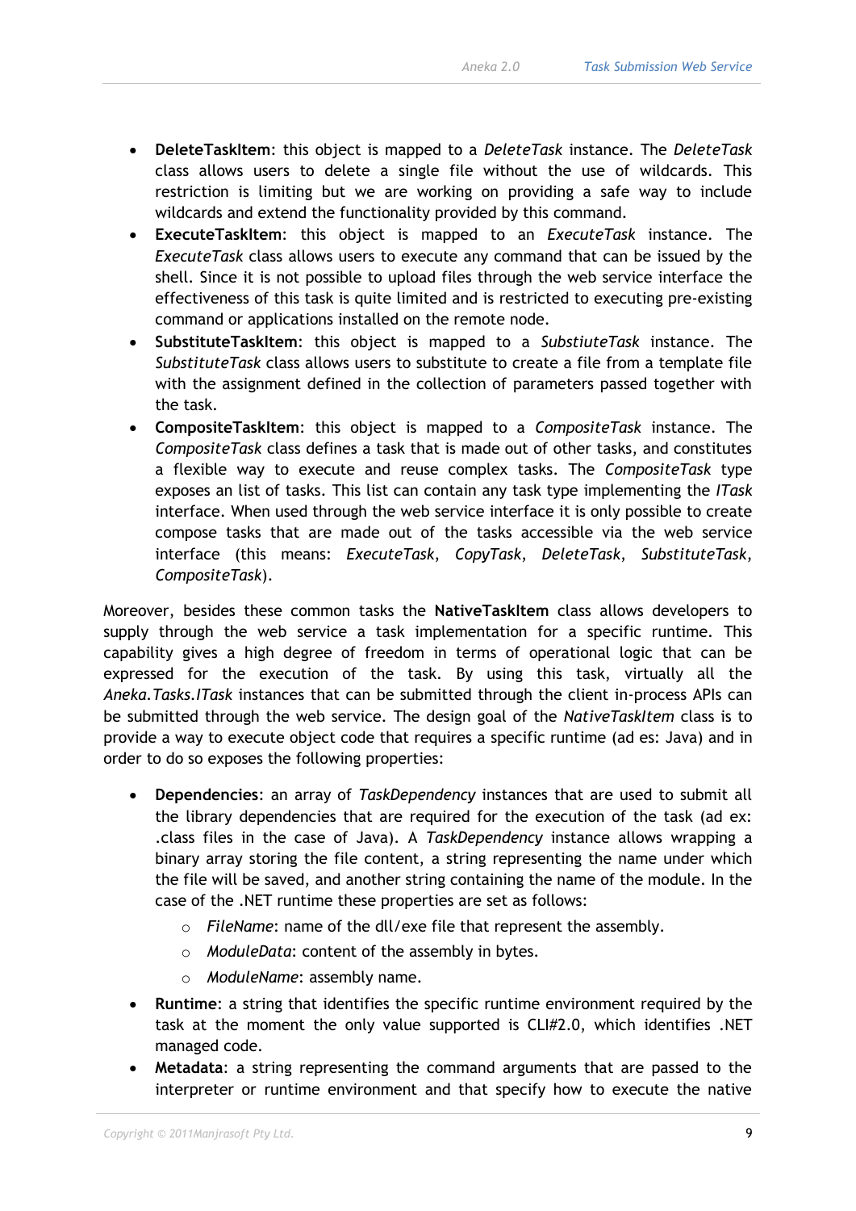- **DeleteTaskItem**: this object is mapped to a *DeleteTask* instance. The *DeleteTask* class allows users to delete a single file without the use of wildcards. This restriction is limiting but we are working on providing a safe way to include wildcards and extend the functionality provided by this command.
- **ExecuteTaskItem**: this object is mapped to an *ExecuteTask* instance. The *ExecuteTask* class allows users to execute any command that can be issued by the shell. Since it is not possible to upload files through the web service interface the effectiveness of this task is quite limited and is restricted to executing pre-existing command or applications installed on the remote node.
- **SubstituteTaskItem**: this object is mapped to a *SubstiuteTask* instance. The *SubstituteTask* class allows users to substitute to create a file from a template file with the assignment defined in the collection of parameters passed together with the task.
- **CompositeTaskItem**: this object is mapped to a *CompositeTask* instance. The *CompositeTask* class defines a task that is made out of other tasks, and constitutes a flexible way to execute and reuse complex tasks. The *CompositeTask* type exposes an list of tasks. This list can contain any task type implementing the *ITask* interface. When used through the web service interface it is only possible to create compose tasks that are made out of the tasks accessible via the web service interface (this means: *ExecuteTask*, *CopyTask*, *DeleteTask*, *SubstituteTask*, *CompositeTask*).

Moreover, besides these common tasks the **NativeTaskItem** class allows developers to supply through the web service a task implementation for a specific runtime. This capability gives a high degree of freedom in terms of operational logic that can be expressed for the execution of the task. By using this task, virtually all the *Aneka.Tasks.ITask* instances that can be submitted through the client in-process APIs can be submitted through the web service. The design goal of the *NativeTaskItem* class is to provide a way to execute object code that requires a specific runtime (ad es: Java) and in order to do so exposes the following properties:

- **Dependencies**: an array of *TaskDependency* instances that are used to submit all the library dependencies that are required for the execution of the task (ad ex: .class files in the case of Java). A *TaskDependency* instance allows wrapping a binary array storing the file content, a string representing the name under which the file will be saved, and another string containing the name of the module. In the case of the .NET runtime these properties are set as follows:
    - *FileName*: name of the dll/exe file that represent the assembly.
    - *ModuleData*: content of the assembly in bytes.
    - *ModuleName*: assembly name.
- **Runtime**: a string that identifies the specific runtime environment required by the task at the moment the only value supported is CLI#2.0, which identifies .NET managed code.
- **Metadata**: a string representing the command arguments that are passed to the interpreter or runtime environment and that specify how to execute the native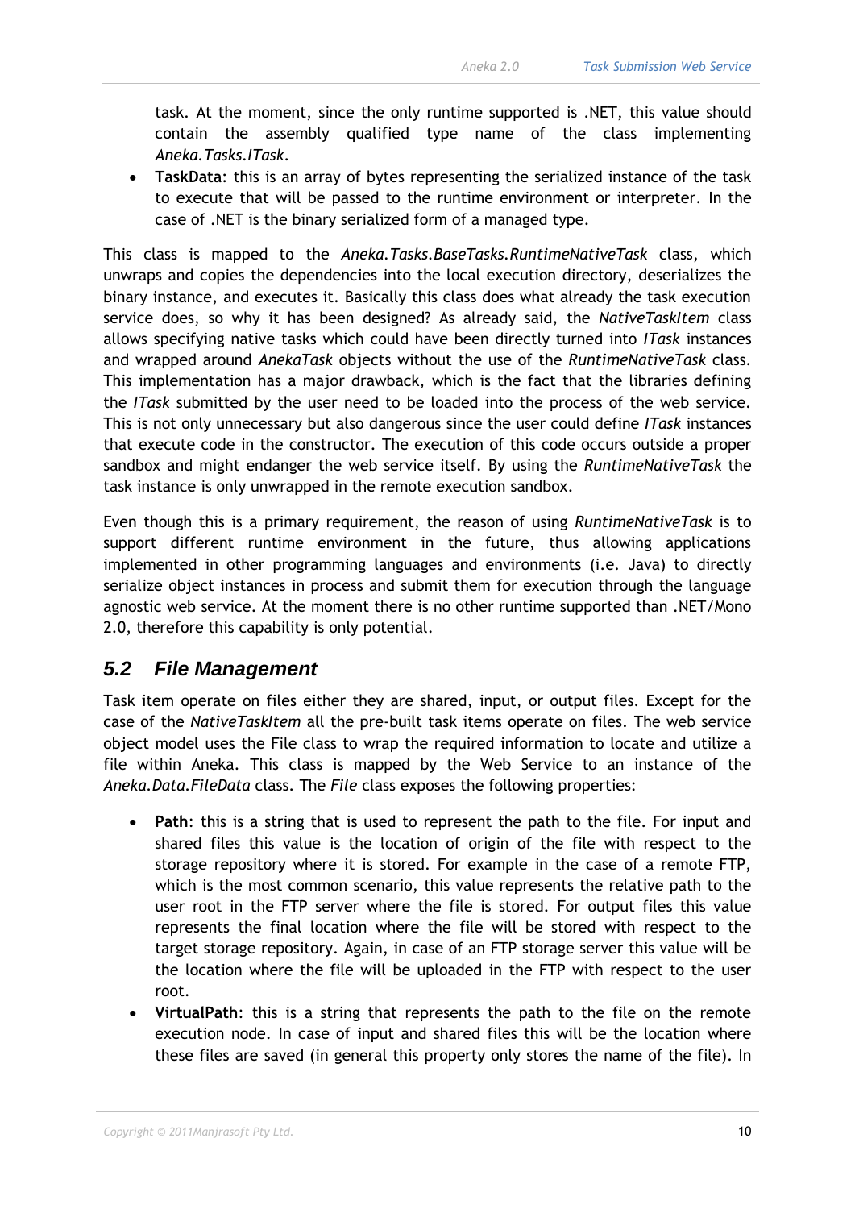task. At the moment, since the only runtime supported is .NET, this value should contain the assembly qualified type name of the class implementing *Aneka.Tasks.ITask*.

- **TaskData**: this is an array of bytes representing the serialized instance of the task to execute that will be passed to the runtime environment or interpreter. In the case of .NET is the binary serialized form of a managed type.

This class is mapped to the *Aneka.Tasks.BaseTasks.RuntimeNativeTask* class, which unwraps and copies the dependencies into the local execution directory, deserializes the binary instance, and executes it. Basically this class does what already the task execution service does, so why it has been designed? As already said, the *NativeTaskItem* class allows specifying native tasks which could have been directly turned into *ITask* instances and wrapped around *AnekaTask* objects without the use of the *RuntimeNativeTask* class. This implementation has a major drawback, which is the fact that the libraries defining the *ITask* submitted by the user need to be loaded into the process of the web service. This is not only unnecessary but also dangerous since the user could define *ITask* instances that execute code in the constructor. The execution of this code occurs outside a proper sandbox and might endanger the web service itself. By using the *RuntimeNativeTask* the task instance is only unwrapped in the remote execution sandbox.

Even though this is a primary requirement, the reason of using *RuntimeNativeTask* is to support different runtime environment in the future, thus allowing applications implemented in other programming languages and environments (i.e. Java) to directly serialize object instances in process and submit them for execution through the language agnostic web service. At the moment there is no other runtime supported than .NET/Mono 2.0, therefore this capability is only potential.

## 5.2 File Management

Task item operate on files either they are shared, input, or output files. Except for the case of the *NativeTaskItem* all the pre-built task items operate on files. The web service object model uses the File class to wrap the required information to locate and utilize a file within Aneka. This class is mapped by the Web Service to an instance of the *Aneka.Data.FileData* class. The *File* class exposes the following properties:

- **Path**: this is a string that is used to represent the path to the file. For input and shared files this value is the location of origin of the file with respect to the storage repository where it is stored. For example in the case of a remote FTP, which is the most common scenario, this value represents the relative path to the user root in the FTP server where the file is stored. For output files this value represents the final location where the file will be stored with respect to the target storage repository. Again, in case of an FTP storage server this value will be the location where the file will be uploaded in the FTP with respect to the user root.
- **VirtualPath**: this is a string that represents the path to the file on the remote execution node. In case of input and shared files this will be the location where these files are saved (in general this property only stores the name of the file). In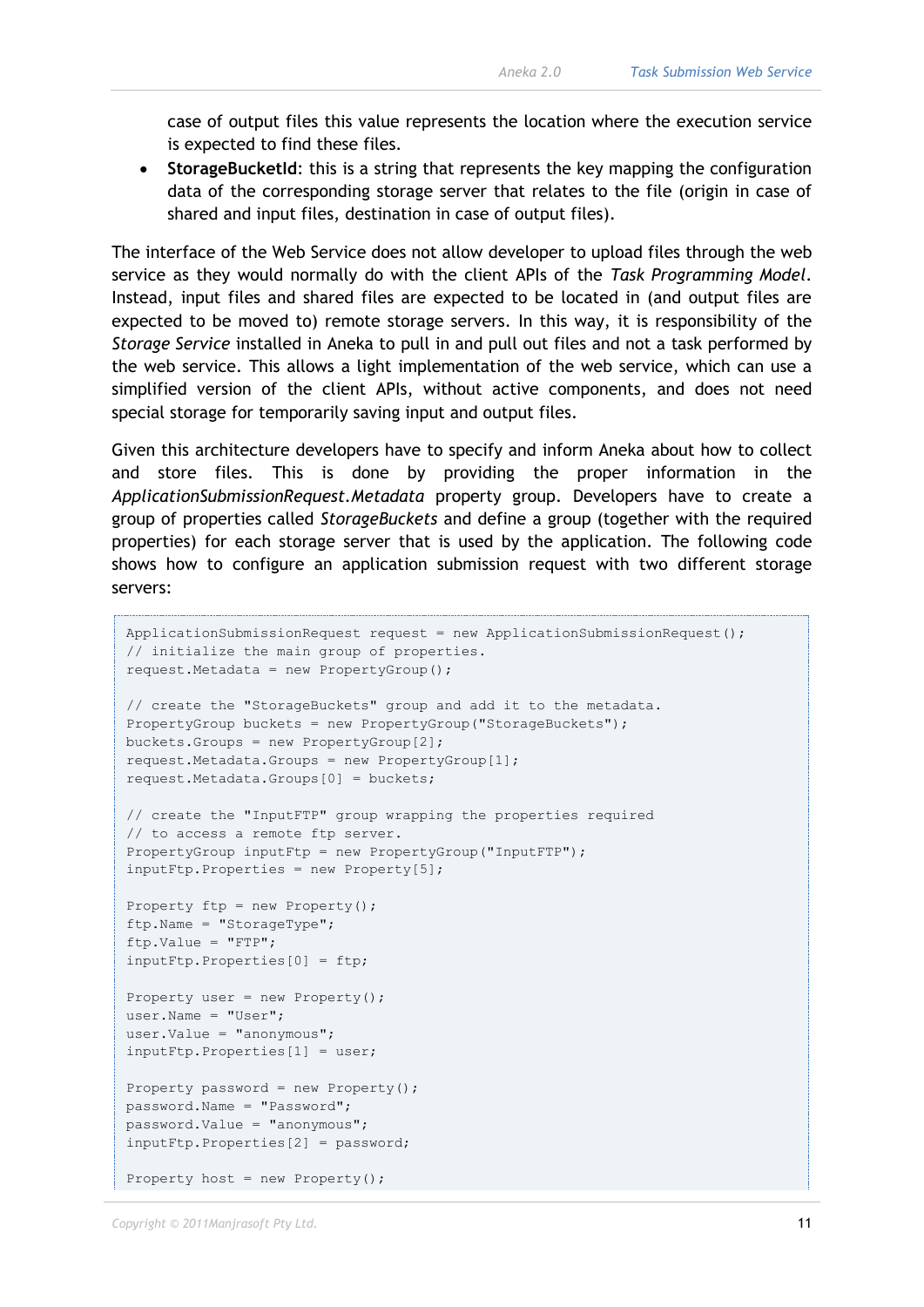case of output files this value represents the location where the execution service is expected to find these files.

- **StorageBucketId**: this is a string that represents the key mapping the configuration data of the corresponding storage server that relates to the file (origin in case of shared and input files, destination in case of output files).

The interface of the Web Service does not allow developer to upload files through the web service as they would normally do with the client APIs of the *Task Programming Model*. Instead, input files and shared files are expected to be located in (and output files are expected to be moved to) remote storage servers. In this way, it is responsibility of the *Storage Service* installed in Aneka to pull in and pull out files and not a task performed by the web service. This allows a light implementation of the web service, which can use a simplified version of the client APIs, without active components, and does not need special storage for temporarily saving input and output files.

Given this architecture developers have to specify and inform Aneka about how to collect and store files. This is done by providing the proper information in the *ApplicationSubmissionRequest.Metadata* property group. Developers have to create a group of properties called *StorageBuckets* and define a group (together with the required properties) for each storage server that is used by the application. The following code shows how to configure an application submission request with two different storage servers:

```
ApplicationSubmissionRequest request = new ApplicationSubmissionRequest();
// initialize the main group of properties.
request.Metadata = new PropertyGroup();

// create the "StorageBuckets" group and add it to the metadata.
PropertyGroup buckets = new PropertyGroup("StorageBuckets");
buckets.Groups = new PropertyGroup[2];
request.Metadata.Groups = new PropertyGroup[1];
request.Metadata.Groups[0] = buckets;

// create the "InputFTP" group wrapping the properties required
// to access a remote ftp server.
PropertyGroup inputFtp = new PropertyGroup("InputFTP");
inputFtp.Properties = new Property[5];

Property ftp = new Property();
ftp.Name = "StorageType";
ftp.Value = "FTP";
inputFtp.Properties[0] = ftp;

Property user = new Property();
user.Name = "User";
user.Value = "anonymous";
inputFtp.Properties[1] = user;

Property password = new Property();
password.Name = "Password";
password.Value = "anonymous";
inputFtp.Properties[2] = password;

Property host = new Property();
```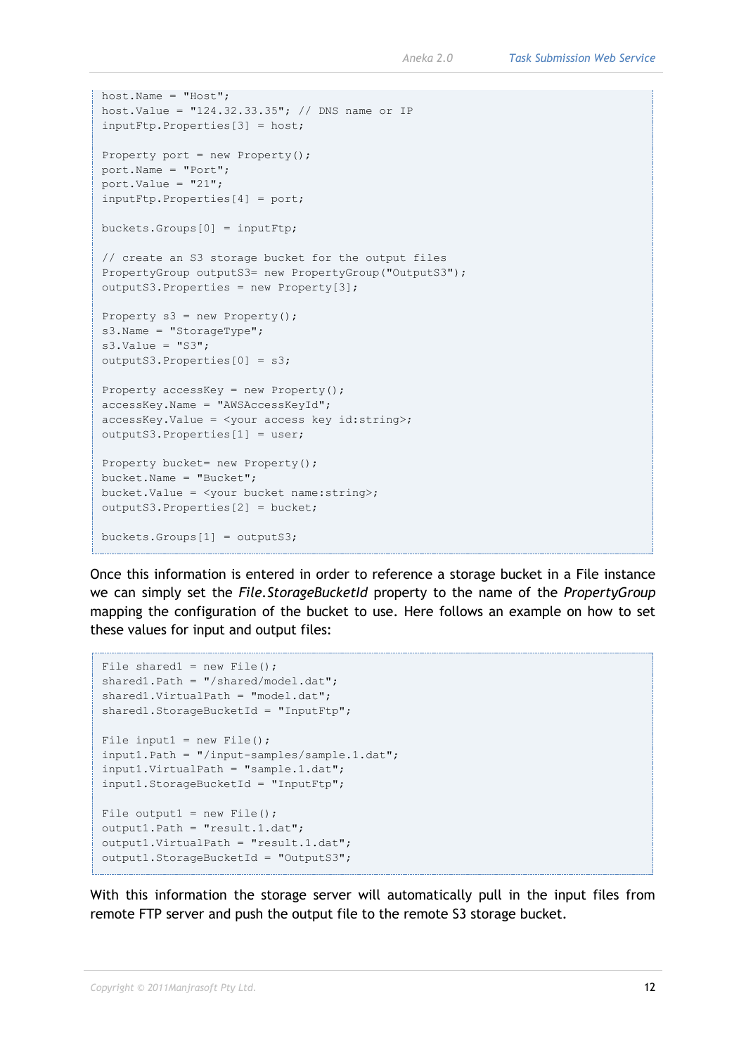```
host.Name = "Host";
host.Value = "124.32.33.35"; // DNS name or IP
inputFtp.Properties[3] = host;

Property port = new Property();
port.Name = "Port";
port.Value = "21";
inputFtp.Properties[4] = port;

buckets.Groups[0] = inputFtp;

// create an S3 storage bucket for the output files
PropertyGroup outputS3= new PropertyGroup("OutputS3");
outputS3.Properties = new Property[3];

Property s3 = new Property();
s3.Name = "StorageType";
s3.Value = "S3";
outputS3.Properties[0] = s3;

Property accessKey = new Property();
accessKey.Name = "AWSAccessKeyId";
accessKey.Value = <your access key id:string>;
outputS3.Properties[1] = user;

Property bucket= new Property();
bucket.Name = "Bucket";
bucket.Value = <your bucket name:string>;
outputS3.Properties[2] = bucket;

buckets.Groups[1] = outputS3;
```

Once this information is entered in order to reference a storage bucket in a File instance we can simply set the *File.StorageBucketId* property to the name of the *PropertyGroup* mapping the configuration of the bucket to use. Here follows an example on how to set these values for input and output files:

```
File shared1 = new File();
shared1.Path = "/shared/model.dat";
shared1.VirtualPath = "model.dat";
shared1.StorageBucketId = "InputFtp";

File input1 = new File();
input1.Path = "/input-samples/sample.1.dat";
input1.VirtualPath = "sample.1.dat";
input1.StorageBucketId = "InputFtp";

File output1 = new File();
output1.Path = "result.1.dat";
output1.VirtualPath = "result.1.dat";
output1.StorageBucketId = "OutputS3";
```

With this information the storage server will automatically pull in the input files from remote FTP server and push the output file to the remote S3 storage bucket.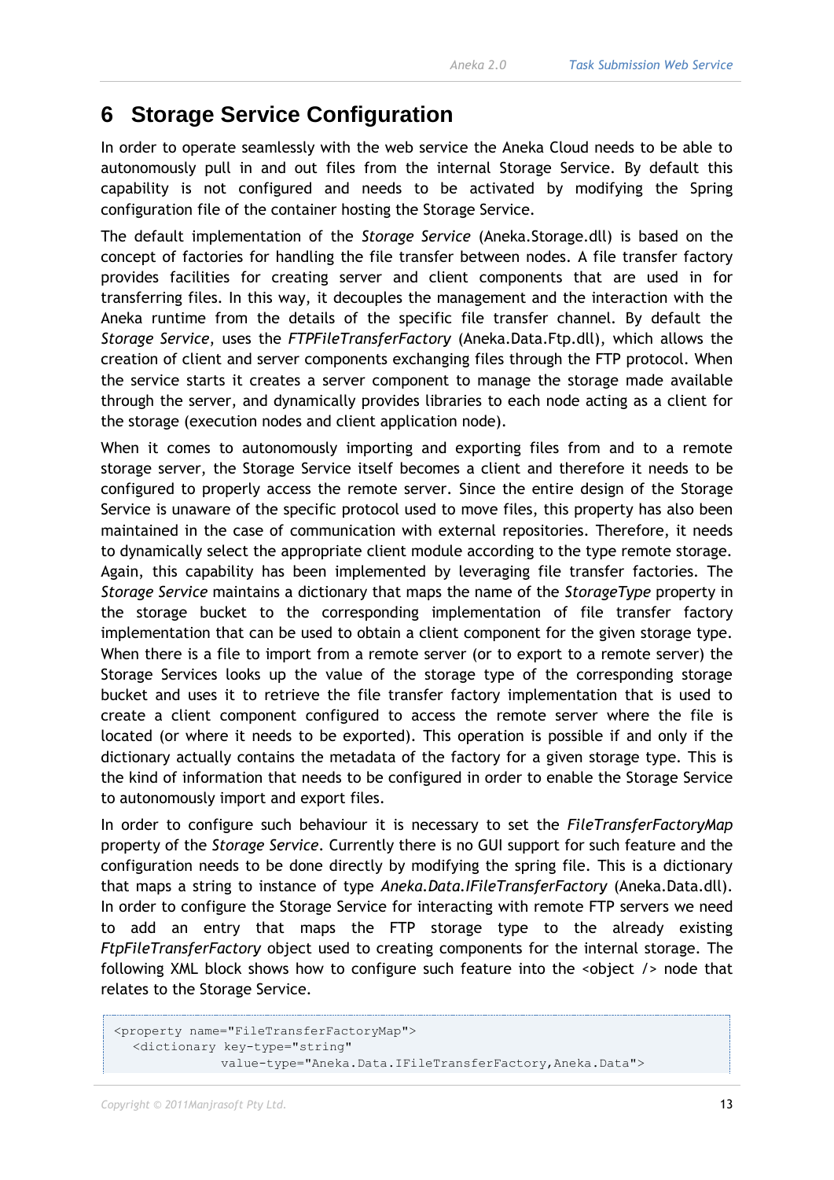# 6 Storage Service Configuration

In order to operate seamlessly with the web service the Aneka Cloud needs to be able to autonomously pull in and out files from the internal Storage Service. By default this capability is not configured and needs to be activated by modifying the Spring configuration file of the container hosting the Storage Service.

The default implementation of the *Storage Service* (Aneka.Storage.dll) is based on the concept of factories for handling the file transfer between nodes. A file transfer factory provides facilities for creating server and client components that are used in for transferring files. In this way, it decouples the management and the interaction with the Aneka runtime from the details of the specific file transfer channel. By default the *Storage Service*, uses the *FTPFileTransferFactory* (Aneka.Data.Ftp.dll), which allows the creation of client and server components exchanging files through the FTP protocol. When the service starts it creates a server component to manage the storage made available through the server, and dynamically provides libraries to each node acting as a client for the storage (execution nodes and client application node).

When it comes to autonomously importing and exporting files from and to a remote storage server, the Storage Service itself becomes a client and therefore it needs to be configured to properly access the remote server. Since the entire design of the Storage Service is unaware of the specific protocol used to move files, this property has also been maintained in the case of communication with external repositories. Therefore, it needs to dynamically select the appropriate client module according to the type remote storage. Again, this capability has been implemented by leveraging file transfer factories. The *Storage Service* maintains a dictionary that maps the name of the *StorageType* property in the storage bucket to the corresponding implementation of file transfer factory implementation that can be used to obtain a client component for the given storage type. When there is a file to import from a remote server (or to export to a remote server) the Storage Services looks up the value of the storage type of the corresponding storage bucket and uses it to retrieve the file transfer factory implementation that is used to create a client component configured to access the remote server where the file is located (or where it needs to be exported). This operation is possible if and only if the dictionary actually contains the metadata of the factory for a given storage type. This is the kind of information that needs to be configured in order to enable the Storage Service to autonomously import and export files.

In order to configure such behaviour it is necessary to set the *FileTransferFactoryMap* property of the *Storage Service*. Currently there is no GUI support for such feature and the configuration needs to be done directly by modifying the spring file. This is a dictionary that maps a string to instance of type *Aneka.Data.IFileTransferFactory* (Aneka.Data.dll). In order to configure the Storage Service for interacting with remote FTP servers we need to add an entry that maps the FTP storage type to the already existing *FtpFileTransferFactory* object used to creating components for the internal storage. The following XML block shows how to configure such feature into the <object /> node that relates to the Storage Service.

```
<property name="FileTransferFactoryMap">
  <dictionary key-type="string"
              value-type="Aneka.Data.IFileTransferFactory,Aneka.Data">
```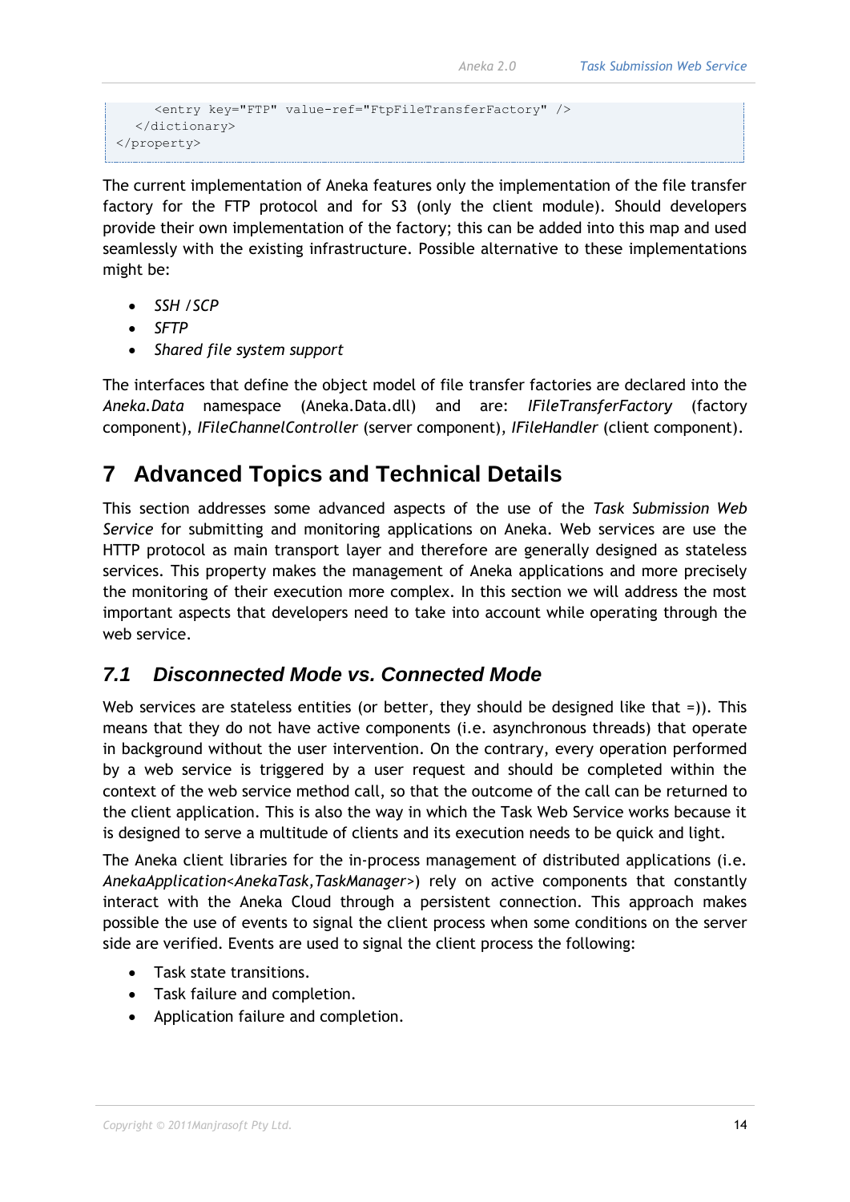```
      <entry key="FTP" value-ref="FtpFileTransferFactory" />
   </dictionary>
</property>
```

The current implementation of Aneka features only the implementation of the file transfer factory for the FTP protocol and for S3 (only the client module). Should developers provide their own implementation of the factory; this can be added into this map and used seamlessly with the existing infrastructure. Possible alternative to these implementations might be:

- *SSH /SCP*
- *SFTP*
- *Shared file system support*

The interfaces that define the object model of file transfer factories are declared into the *Aneka.Data* namespace (Aneka.Data.dll) and are: *IFileTransferFactory* (factory component), *IFileChannelController* (server component), *IFileHandler* (client component).

# 7 Advanced Topics and Technical Details

This section addresses some advanced aspects of the use of the *Task Submission Web Service* for submitting and monitoring applications on Aneka. Web services are use the HTTP protocol as main transport layer and therefore are generally designed as stateless services. This property makes the management of Aneka applications and more precisely the monitoring of their execution more complex. In this section we will address the most important aspects that developers need to take into account while operating through the web service.

## *7.1 Disconnected Mode vs. Connected Mode*

Web services are stateless entities (or better, they should be designed like that =)). This means that they do not have active components (i.e. asynchronous threads) that operate in background without the user intervention. On the contrary, every operation performed by a web service is triggered by a user request and should be completed within the context of the web service method call, so that the outcome of the call can be returned to the client application. This is also the way in which the Task Web Service works because it is designed to serve a multitude of clients and its execution needs to be quick and light.

The Aneka client libraries for the in-process management of distributed applications (i.e. *AnekaApplication<AnekaTask,TaskManager>*) rely on active components that constantly interact with the Aneka Cloud through a persistent connection. This approach makes possible the use of events to signal the client process when some conditions on the server side are verified. Events are used to signal the client process the following:

- Task state transitions.
- Task failure and completion.
- Application failure and completion.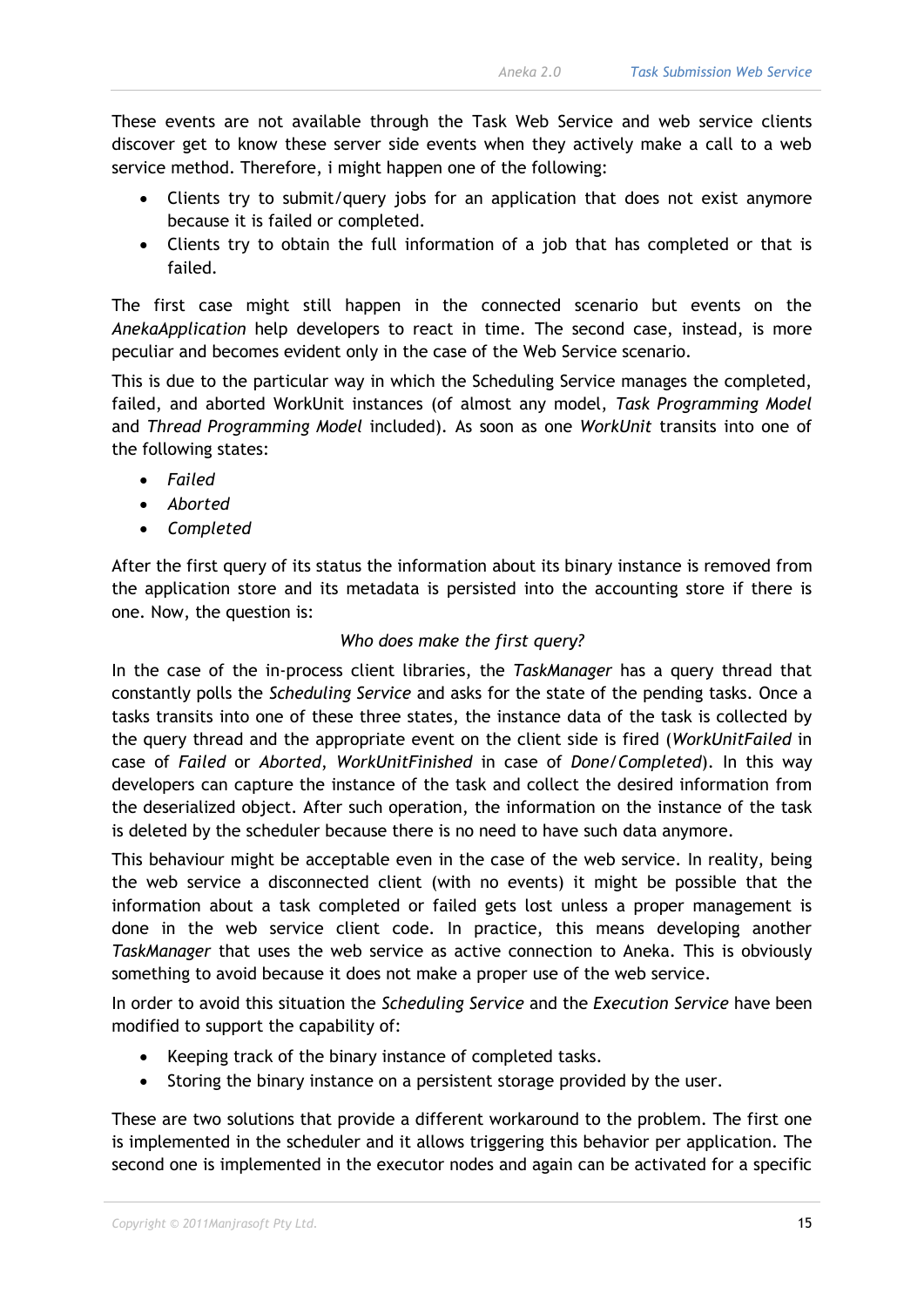These events are not available through the Task Web Service and web service clients discover get to know these server side events when they actively make a call to a web service method. Therefore, i might happen one of the following:

- Clients try to submit/query jobs for an application that does not exist anymore because it is failed or completed.
- Clients try to obtain the full information of a job that has completed or that is failed.

The first case might still happen in the connected scenario but events on the *AnekaApplication* help developers to react in time. The second case, instead, is more peculiar and becomes evident only in the case of the Web Service scenario.

This is due to the particular way in which the Scheduling Service manages the completed, failed, and aborted WorkUnit instances (of almost any model, *Task Programming Model* and *Thread Programming Model* included). As soon as one *WorkUnit* transits into one of the following states:

- *Failed*
- *Aborted*
- *Completed*

After the first query of its status the information about its binary instance is removed from the application store and its metadata is persisted into the accounting store if there is one. Now, the question is:

*Who does make the first query?*

In the case of the in-process client libraries, the *TaskManager* has a query thread that constantly polls the *Scheduling Service* and asks for the state of the pending tasks. Once a tasks transits into one of these three states, the instance data of the task is collected by the query thread and the appropriate event on the client side is fired (*WorkUnitFailed* in case of *Failed* or *Aborted*, *WorkUnitFinished* in case of *Done*/*Completed*). In this way developers can capture the instance of the task and collect the desired information from the deserialized object. After such operation, the information on the instance of the task is deleted by the scheduler because there is no need to have such data anymore.

This behaviour might be acceptable even in the case of the web service. In reality, being the web service a disconnected client (with no events) it might be possible that the information about a task completed or failed gets lost unless a proper management is done in the web service client code. In practice, this means developing another *TaskManager* that uses the web service as active connection to Aneka. This is obviously something to avoid because it does not make a proper use of the web service.

In order to avoid this situation the *Scheduling Service* and the *Execution Service* have been modified to support the capability of:

- Keeping track of the binary instance of completed tasks.
- Storing the binary instance on a persistent storage provided by the user.

These are two solutions that provide a different workaround to the problem. The first one is implemented in the scheduler and it allows triggering this behavior per application. The second one is implemented in the executor nodes and again can be activated for a specific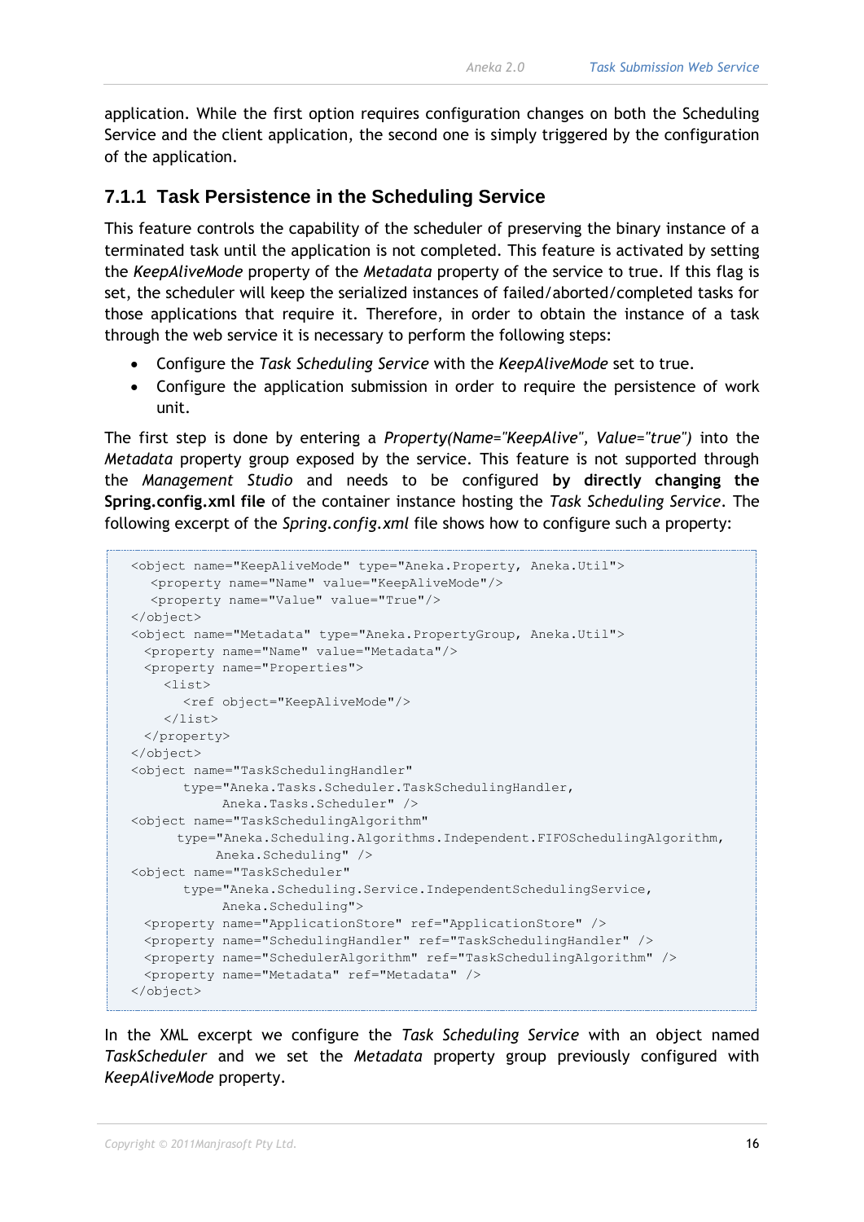application. While the first option requires configuration changes on both the Scheduling Service and the client application, the second one is simply triggered by the configuration of the application.

### 7.1.1 Task Persistence in the Scheduling Service

This feature controls the capability of the scheduler of preserving the binary instance of a terminated task until the application is not completed. This feature is activated by setting the *KeepAliveMode* property of the *Metadata* property of the service to true. If this flag is set, the scheduler will keep the serialized instances of failed/aborted/completed tasks for those applications that require it. Therefore, in order to obtain the instance of a task through the web service it is necessary to perform the following steps:

- Configure the *Task Scheduling Service* with the *KeepAliveMode* set to true.
- Configure the application submission in order to require the persistence of work unit.

The first step is done by entering a *Property(Name="KeepAlive", Value="true")* into the *Metadata* property group exposed by the service. This feature is not supported through the *Management Studio* and needs to be configured **by directly changing the Spring.config.xml file** of the container instance hosting the *Task Scheduling Service*. The following excerpt of the *Spring.config.xml* file shows how to configure such a property:

```
<object name="KeepAliveMode" type="Aneka.Property, Aneka.Util">
   <property name="Name" value="KeepAliveMode"/>
   <property name="Value" value="True"/>
</object>
<object name="Metadata" type="Aneka.PropertyGroup, Aneka.Util">
  <property name="Name" value="Metadata"/>
  <property name="Properties">
     <list>
        <ref object="KeepAliveMode"/>
     </list>
  </property>
</object>
<object name="TaskSchedulingHandler"
        type="Aneka.Tasks.Scheduler.TaskSchedulingHandler,
              Aneka.Tasks.Scheduler" />
<object name="TaskSchedulingAlgorithm"
       type="Aneka.Scheduling.Algorithms.Independent.FIFOSchedulingAlgorithm,
             Aneka.Scheduling" />
<object name="TaskScheduler"
        type="Aneka.Scheduling.Service.IndependentSchedulingService,
              Aneka.Scheduling">
  <property name="ApplicationStore" ref="ApplicationStore" />
  <property name="SchedulingHandler" ref="TaskSchedulingHandler" />
  <property name="SchedulerAlgorithm" ref="TaskSchedulingAlgorithm" />
  <property name="Metadata" ref="Metadata" />
</object>
```

In the XML excerpt we configure the *Task Scheduling Service* with an object named *TaskScheduler* and we set the *Metadata* property group previously configured with *KeepAliveMode* property.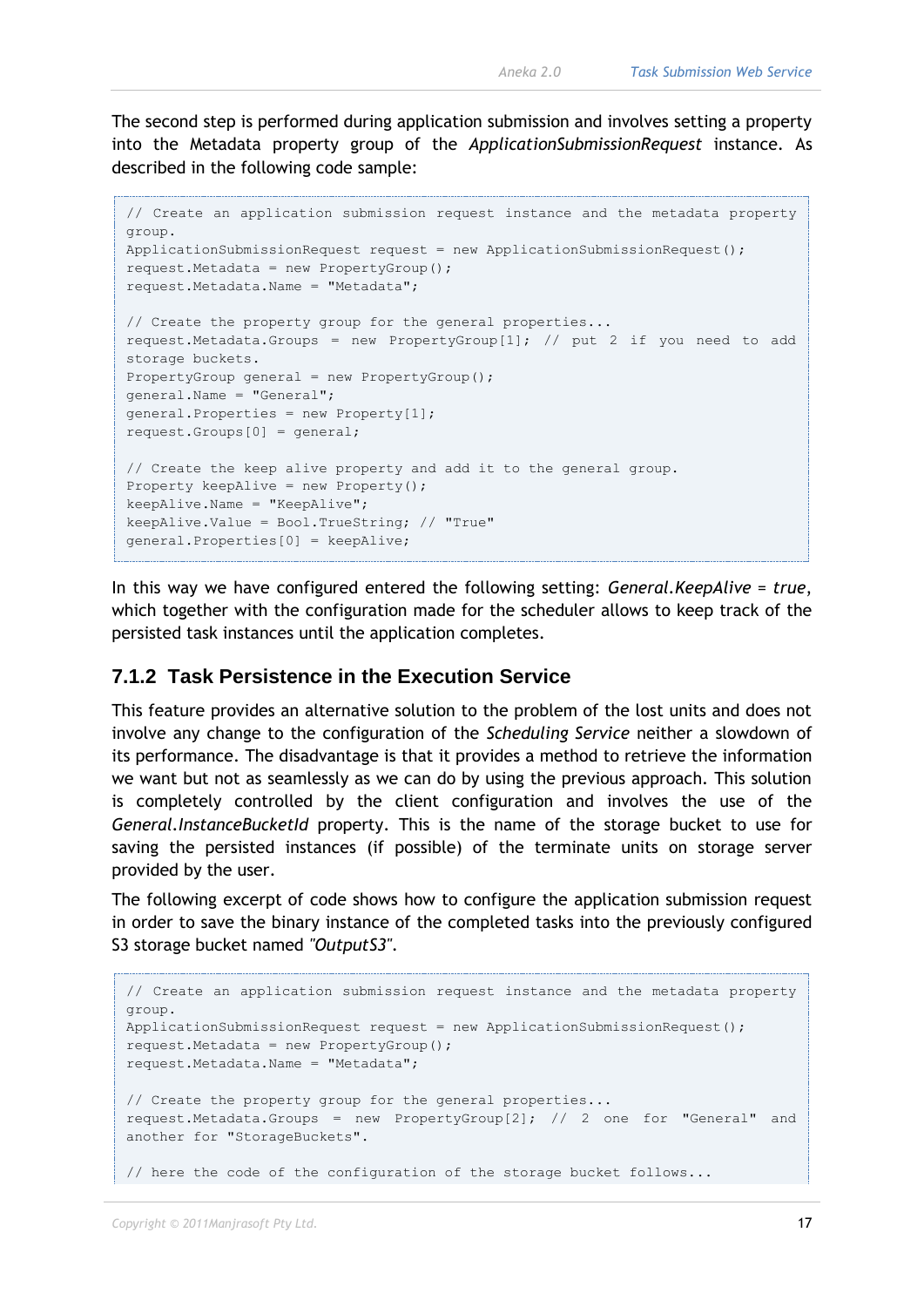The second step is performed during application submission and involves setting a property into the Metadata property group of the *ApplicationSubmissionRequest* instance. As described in the following code sample:

```
// Create an application submission request instance and the metadata property group.
ApplicationSubmissionRequest request = new ApplicationSubmissionRequest();
request.Metadata = new PropertyGroup();
request.Metadata.Name = "Metadata";

// Create the property group for the general properties...
request.Metadata.Groups = new PropertyGroup[1]; // put 2 if you need to add storage buckets.
PropertyGroup general = new PropertyGroup();
general.Name = "General";
general.Properties = new Property[1];
request.Groups[0] = general;

// Create the keep alive property and add it to the general group.
Property keepAlive = new Property();
keepAlive.Name = "KeepAlive";
keepAlive.Value = Bool.TrueString; // "True"
general.Properties[0] = keepAlive;
```

In this way we have configured entered the following setting: *General.KeepAlive = true*, which together with the configuration made for the scheduler allows to keep track of the persisted task instances until the application completes.

### 7.1.2 Task Persistence in the Execution Service

This feature provides an alternative solution to the problem of the lost units and does not involve any change to the configuration of the *Scheduling Service* neither a slowdown of its performance. The disadvantage is that it provides a method to retrieve the information we want but not as seamlessly as we can do by using the previous approach. This solution is completely controlled by the client configuration and involves the use of the *General.InstanceBucketId* property. This is the name of the storage bucket to use for saving the persisted instances (if possible) of the terminate units on storage server provided by the user.

The following excerpt of code shows how to configure the application submission request in order to save the binary instance of the completed tasks into the previously configured S3 storage bucket named *"OutputS3"*.

```
// Create an application submission request instance and the metadata property group.
ApplicationSubmissionRequest request = new ApplicationSubmissionRequest();
request.Metadata = new PropertyGroup();
request.Metadata.Name = "Metadata";

// Create the property group for the general properties...
request.Metadata.Groups = new PropertyGroup[2]; // 2 one for "General" and another for "StorageBuckets".

// here the code of the configuration of the storage bucket follows...
```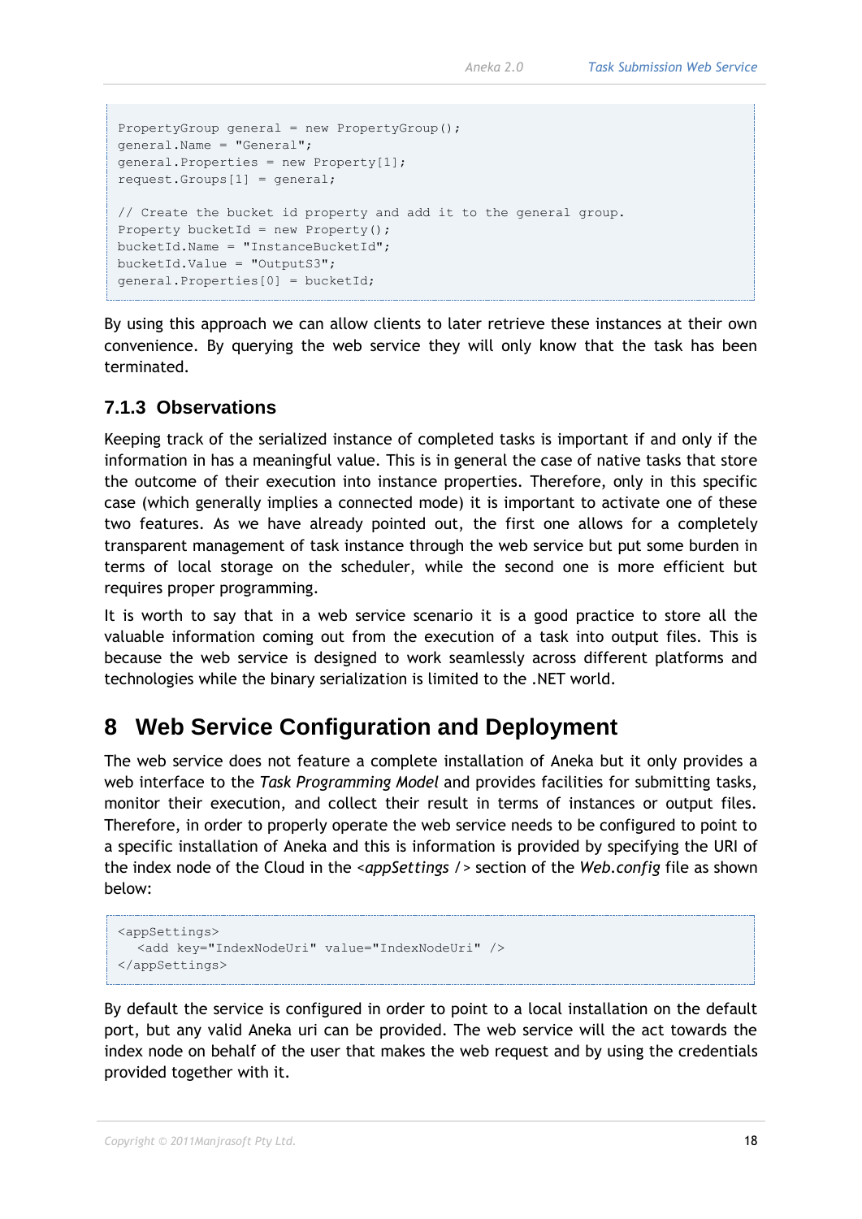```
PropertyGroup general = new PropertyGroup();
general.Name = "General";
general.Properties = new Property[1];
request.Groups[1] = general;

// Create the bucket id property and add it to the general group.
Property bucketId = new Property();
bucketId.Name = "InstanceBucketId";
bucketId.Value = "OutputS3";
general.Properties[0] = bucketId;
```

By using this approach we can allow clients to later retrieve these instances at their own convenience. By querying the web service they will only know that the task has been terminated.

### 7.1.3 Observations

Keeping track of the serialized instance of completed tasks is important if and only if the information in has a meaningful value. This is in general the case of native tasks that store the outcome of their execution into instance properties. Therefore, only in this specific case (which generally implies a connected mode) it is important to activate one of these two features. As we have already pointed out, the first one allows for a completely transparent management of task instance through the web service but put some burden in terms of local storage on the scheduler, while the second one is more efficient but requires proper programming.

It is worth to say that in a web service scenario it is a good practice to store all the valuable information coming out from the execution of a task into output files. This is because the web service is designed to work seamlessly across different platforms and technologies while the binary serialization is limited to the .NET world.

# 8 Web Service Configuration and Deployment

The web service does not feature a complete installation of Aneka but it only provides a web interface to the *Task Programming Model* and provides facilities for submitting tasks, monitor their execution, and collect their result in terms of instances or output files. Therefore, in order to properly operate the web service needs to be configured to point to a specific installation of Aneka and this is information is provided by specifying the URI of the index node of the Cloud in the *<appSettings />* section of the *Web.config* file as shown below:

```
<appSettings>
  <add key="IndexNodeUri" value="IndexNodeUri" />
</appSettings>
```

By default the service is configured in order to point to a local installation on the default port, but any valid Aneka uri can be provided. The web service will the act towards the index node on behalf of the user that makes the web request and by using the credentials provided together with it.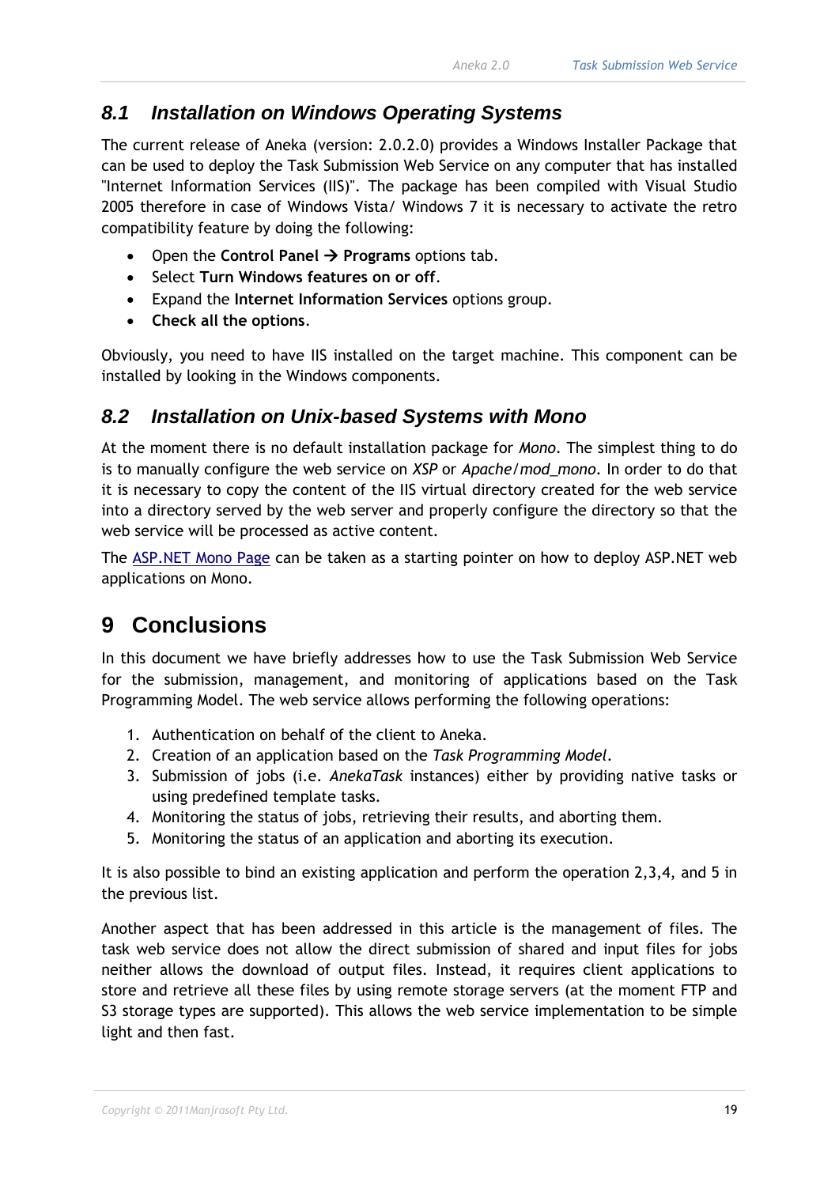## 8.1 *Installation on Windows Operating Systems*

The current release of Aneka (version: 2.0.2.0) provides a Windows Installer Package that can be used to deploy the Task Submission Web Service on any computer that has installed "Internet Information Services (IIS)". The package has been compiled with Visual Studio 2005 therefore in case of Windows Vista/ Windows 7 it is necessary to activate the retro compatibility feature by doing the following:

- Open the **Control Panel → Programs** options tab.
- Select **Turn Windows features on or off**.
- Expand the **Internet Information Services** options group.
- **Check all the options**.

Obviously, you need to have IIS installed on the target machine. This component can be installed by looking in the Windows components.

## 8.2 *Installation on Unix-based Systems with Mono*

At the moment there is no default installation package for *Mono*. The simplest thing to do is to manually configure the web service on *XSP* or *Apache/mod_mono*. In order to do that it is necessary to copy the content of the IIS virtual directory created for the web service into a directory served by the web server and properly configure the directory so that the web service will be processed as active content.

The ASP.NET Mono Page can be taken as a starting pointer on how to deploy ASP.NET web applications on Mono.

# 9 Conclusions

In this document we have briefly addresses how to use the Task Submission Web Service for the submission, management, and monitoring of applications based on the Task Programming Model. The web service allows performing the following operations:

1. Authentication on behalf of the client to Aneka.
2. Creation of an application based on the *Task Programming Model*.
3. Submission of jobs (i.e. *AnekaTask* instances) either by providing native tasks or using predefined template tasks.
4. Monitoring the status of jobs, retrieving their results, and aborting them.
5. Monitoring the status of an application and aborting its execution.

It is also possible to bind an existing application and perform the operation 2,3,4, and 5 in the previous list.

Another aspect that has been addressed in this article is the management of files. The task web service does not allow the direct submission of shared and input files for jobs neither allows the download of output files. Instead, it requires client applications to store and retrieve all these files by using remote storage servers (at the moment FTP and S3 storage types are supported). This allows the web service implementation to be simple light and then fast.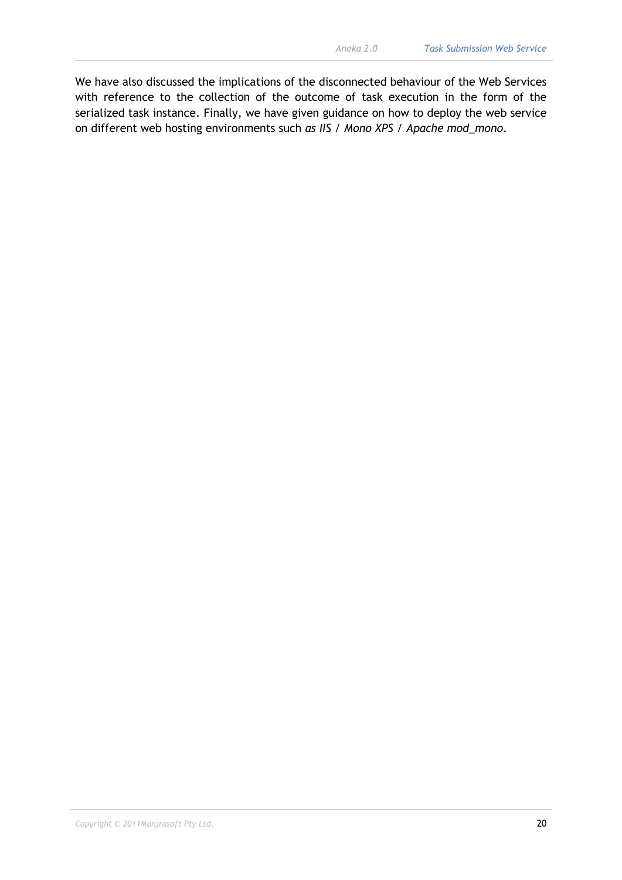We have also discussed the implications of the disconnected behaviour of the Web Services with reference to the collection of the outcome of task execution in the form of the serialized task instance. Finally, we have given guidance on how to deploy the web service on different web hosting environments such *as IIS* / *Mono XPS* / *Apache mod_mono*.